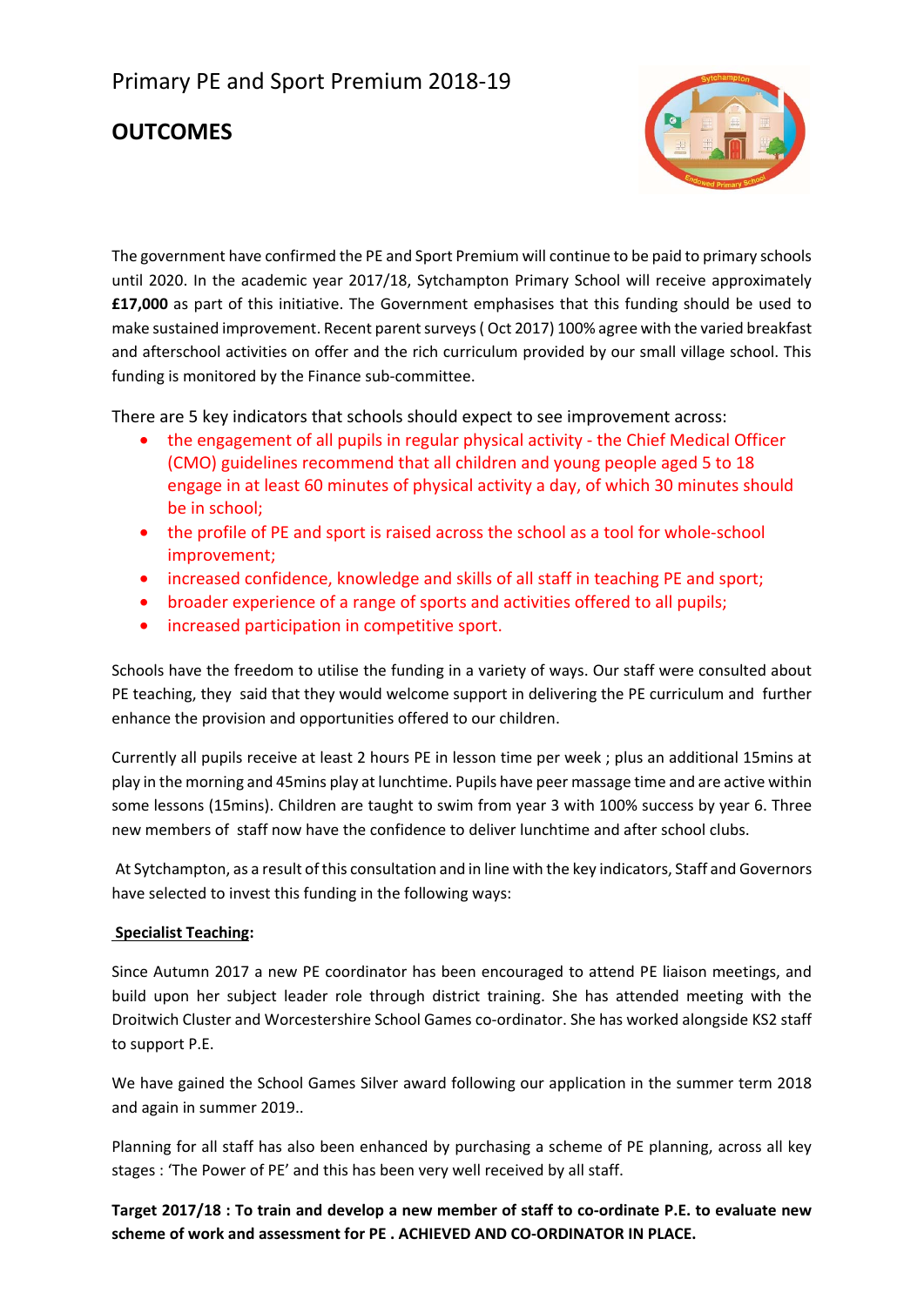# Primary PE and Sport Premium 2018-19

## OUTCOMES

The government have confirmed the PE and Sport Premium will continue to be paid to primary schools until 2020. In the academic year 2017/18, Sytchampton Primary School will receive approximately **£17,000** as part of this initiative. The Government emphasises that this funding should be used to make sustained improvement. Recent parent surveys ( Oct 2017) 100% agree with the varied breakfast and afterschool activities on offer and the rich curriculum provided by our small village school. This funding is monitored by the Finance sub-committee.

There are 5 key indicators that schools should expect to see improvement across:

- the engagement of all pupils in regular physical activity - the Chief Medical Officer (CMO) guidelines recommend that all children and young people aged 5 to 18 engage in at least 60 minutes of physical activity a day, of which 30 minutes should be in school;
- the profile of PE and sport is raised across the school as a tool for whole-school improvement;
- increased confidence, knowledge and skills of all staff in teaching PE and sport;
- broader experience of a range of sports and activities offered to all pupils;
- increased participation in competitive sport.

Schools have the freedom to utilise the funding in a variety of ways. Our staff were consulted about PE teaching, they said that they would welcome support in delivering the PE curriculum and further enhance the provision and opportunities offered to our children.

Currently all pupils receive at least 2 hours PE in lesson time per week ; plus an additional 15mins at play in the morning and 45mins play at lunchtime. Pupils have peer massage time and are active within some lessons (15mins). Children are taught to swim from year 3 with 100% success by year 6. Three new members of staff now have the confidence to deliver lunchtime and after school clubs.

At Sytchampton, as a result of this consultation and in line with the key indicators, Staff and Governors have selected to invest this funding in the following ways:

**Specialist Teaching:**

Since Autumn 2017 a new PE coordinator has been encouraged to attend PE liaison meetings, and build upon her subject leader role through district training. She has attended meeting with the Droitwich Cluster and Worcestershire School Games co-ordinator. She has worked alongside KS2 staff to support P.E.

We have gained the School Games Silver award following our application in the summer term 2018 and again in summer 2019..

Planning for all staff has also been enhanced by purchasing a scheme of PE planning, across all key stages : 'The Power of PE' and this has been very well received by all staff.

**Target 2017/18 : To train and develop a new member of staff to co-ordinate P.E. to evaluate new scheme of work and assessment for PE . ACHIEVED AND CO-ORDINATOR IN PLACE.**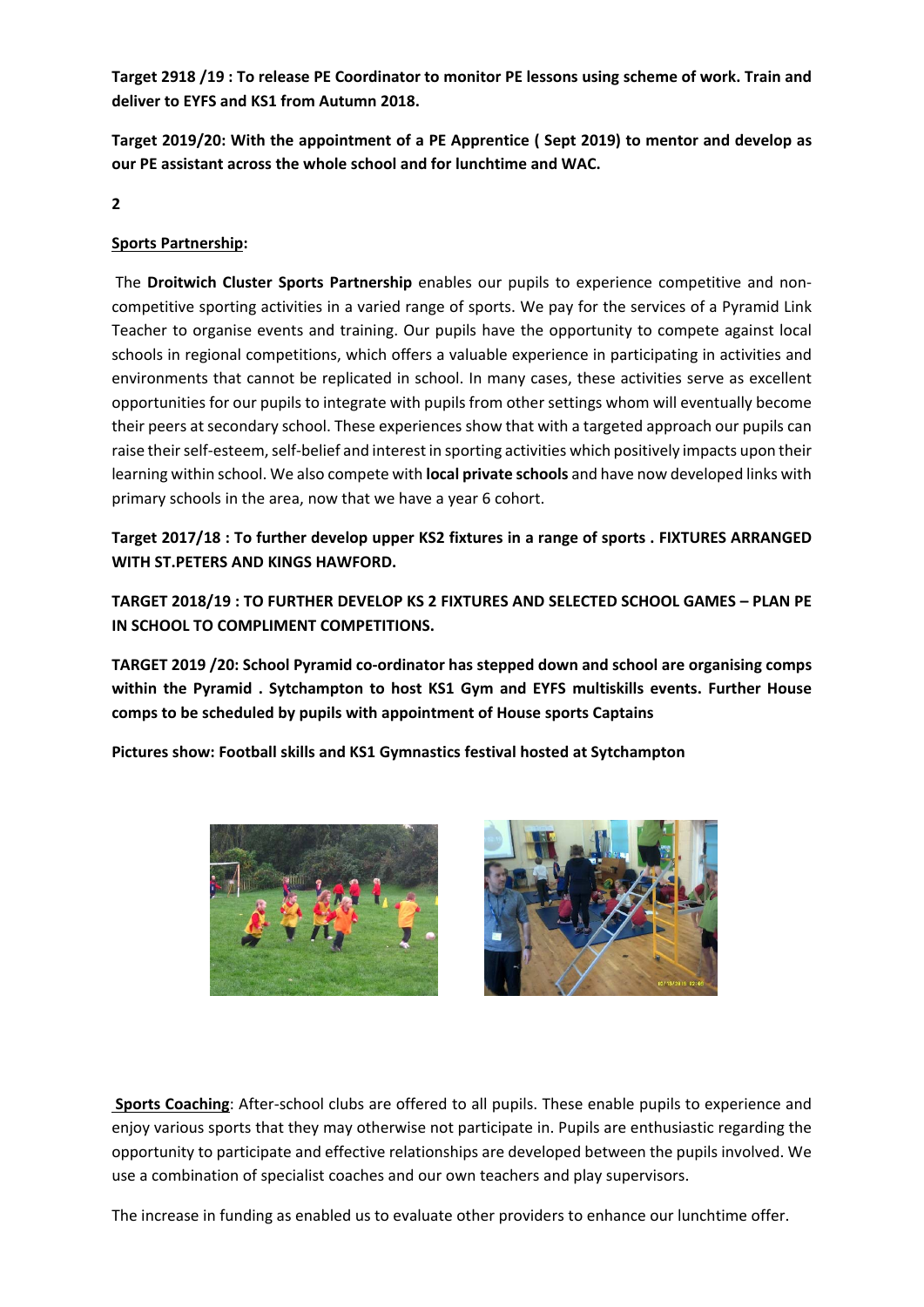**Target 2918 /19 : To release PE Coordinator to monitor PE lessons using scheme of work. Train and deliver to EYFS and KS1 from Autumn 2018.**

**Target 2019/20: With the appointment of a PE Apprentice ( Sept 2019) to mentor and develop as our PE assistant across the whole school and for lunchtime and WAC.**

**2**

**<u>Sports Partnership</u>:**

The **Droitwich Cluster Sports Partnership** enables our pupils to experience competitive and non-competitive sporting activities in a varied range of sports. We pay for the services of a Pyramid Link Teacher to organise events and training. Our pupils have the opportunity to compete against local schools in regional competitions, which offers a valuable experience in participating in activities and environments that cannot be replicated in school. In many cases, these activities serve as excellent opportunities for our pupils to integrate with pupils from other settings whom will eventually become their peers at secondary school. These experiences show that with a targeted approach our pupils can raise their self-esteem, self-belief and interest in sporting activities which positively impacts upon their learning within school. We also compete with **local private schools** and have now developed links with primary schools in the area, now that we have a year 6 cohort.

**Target 2017/18 : To further develop upper KS2 fixtures in a range of sports . FIXTURES ARRANGED WITH ST.PETERS AND KINGS HAWFORD.**

**TARGET 2018/19 : TO FURTHER DEVELOP KS 2 FIXTURES AND SELECTED SCHOOL GAMES – PLAN PE IN SCHOOL TO COMPLIMENT COMPETITIONS.**

**TARGET 2019 /20: School Pyramid co-ordinator has stepped down and school are organising comps within the Pyramid . Sytchampton to host KS1 Gym and EYFS multiskills events. Further House comps to be scheduled by pupils with appointment of House sports Captains**

**Pictures show: Football skills and KS1 Gymnastics festival hosted at Sytchampton**

**<u>Sports Coaching</u>**: After-school clubs are offered to all pupils. These enable pupils to experience and enjoy various sports that they may otherwise not participate in. Pupils are enthusiastic regarding the opportunity to participate and effective relationships are developed between the pupils involved. We use a combination of specialist coaches and our own teachers and play supervisors.

The increase in funding as enabled us to evaluate other providers to enhance our lunchtime offer.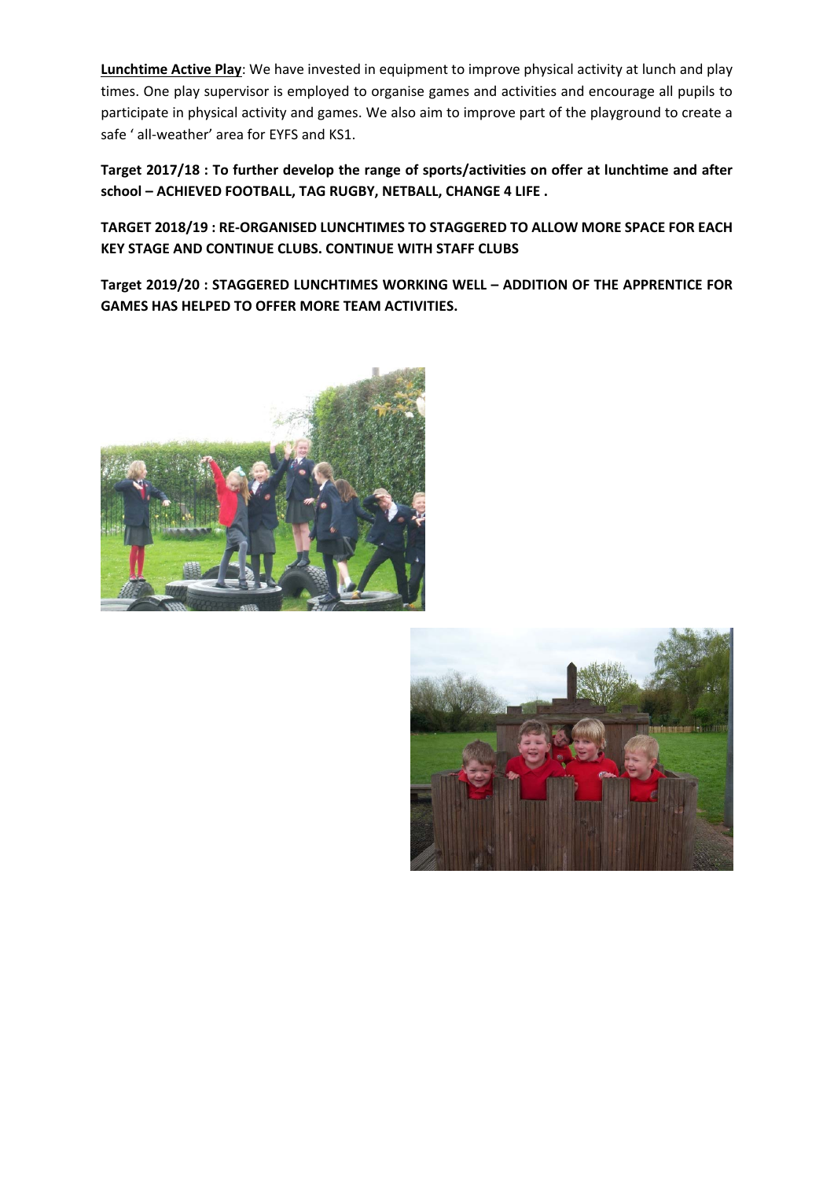**<u>Lunchtime Active Play</u>**: We have invested in equipment to improve physical activity at lunch and play times. One play supervisor is employed to organise games and activities and encourage all pupils to participate in physical activity and games. We also aim to improve part of the playground to create a safe ' all-weather' area for EYFS and KS1.

**Target 2017/18 : To further develop the range of sports/activities on offer at lunchtime and after school – ACHIEVED FOOTBALL, TAG RUGBY, NETBALL, CHANGE 4 LIFE .**

**TARGET 2018/19 : RE-ORGANISED LUNCHTIMES TO STAGGERED TO ALLOW MORE SPACE FOR EACH KEY STAGE AND CONTINUE CLUBS. CONTINUE WITH STAFF CLUBS**

**Target 2019/20 : STAGGERED LUNCHTIMES WORKING WELL – ADDITION OF THE APPRENTICE FOR GAMES HAS HELPED TO OFFER MORE TEAM ACTIVITIES.**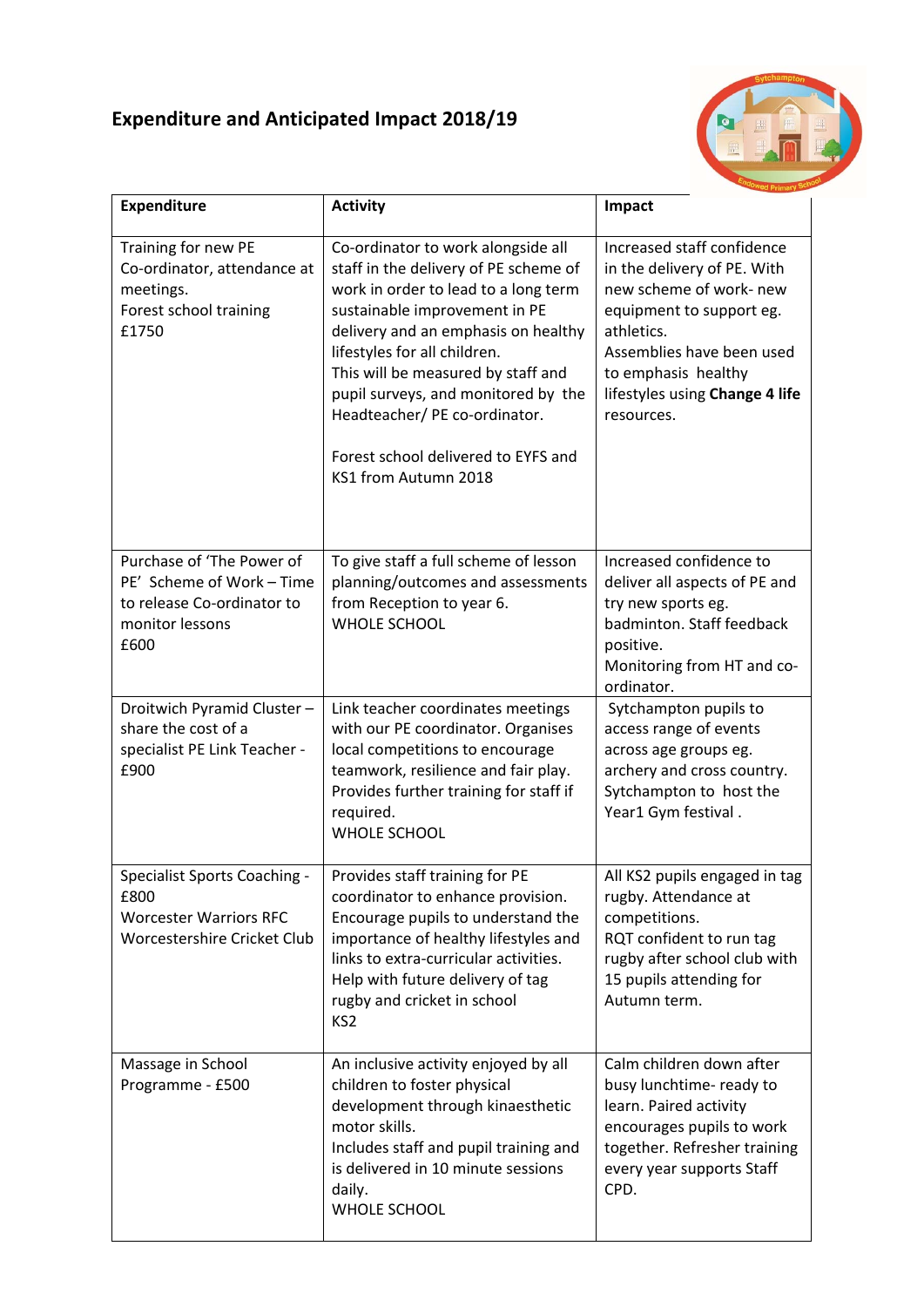# Expenditure and Anticipated Impact 2018/19

| Expenditure | Activity | Impact |
|---|---|---|
| Training for new PE Co-ordinator, attendance at meetings.<br>Forest school training<br>£1750 | Co-ordinator to work alongside all staff in the delivery of PE scheme of work in order to lead to a long term sustainable improvement in PE delivery and an emphasis on healthy lifestyles for all children.<br>This will be measured by staff and pupil surveys, and monitored by the Headteacher/ PE co-ordinator.<br><br>Forest school delivered to EYFS and KS1 from Autumn 2018 | Increased staff confidence in the delivery of PE. With new scheme of work- new equipment to support eg. athletics.<br>Assemblies have been used to emphasis healthy lifestyles using **Change 4 life** resources. |
| Purchase of 'The Power of PE' Scheme of Work – Time to release Co-ordinator to monitor lessons<br>£600 | To give staff a full scheme of lesson planning/outcomes and assessments from Reception to year 6.<br>WHOLE SCHOOL | Increased confidence to deliver all aspects of PE and try new sports eg. badminton. Staff feedback positive.<br>Monitoring from HT and co-ordinator. |
| Droitwich Pyramid Cluster – share the cost of a specialist PE Link Teacher - £900 | Link teacher coordinates meetings with our PE coordinator. Organises local competitions to encourage teamwork, resilience and fair play. Provides further training for staff if required.<br>WHOLE SCHOOL | Sytchampton pupils to access range of events across age groups eg. archery and cross country. Sytchampton to host the Year1 Gym festival . |
| Specialist Sports Coaching - £800<br>Worcester Warriors RFC<br>Worcestershire Cricket Club | Provides staff training for PE coordinator to enhance provision. Encourage pupils to understand the importance of healthy lifestyles and links to extra-curricular activities. Help with future delivery of tag rugby and cricket in school<br>KS2 | All KS2 pupils engaged in tag rugby. Attendance at competitions.<br>RQT confident to run tag rugby after school club with 15 pupils attending for Autumn term. |
| Massage in School Programme - £500 | An inclusive activity enjoyed by all children to foster physical development through kinaesthetic motor skills.<br>Includes staff and pupil training and is delivered in 10 minute sessions daily.<br>WHOLE SCHOOL | Calm children down after busy lunchtime- ready to learn. Paired activity encourages pupils to work together. Refresher training every year supports Staff CPD. |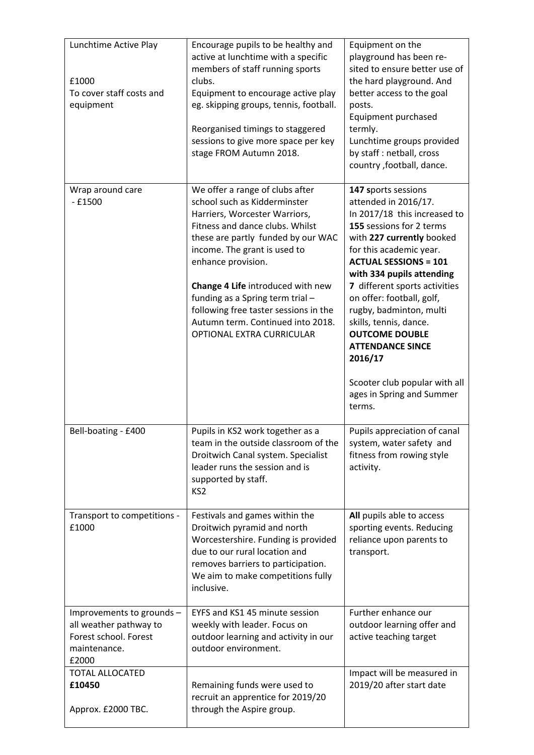| | | |
|---|---|---|
| Lunchtime Active Play<br><br>£1000<br>To cover staff costs and equipment | Encourage pupils to be healthy and active at lunchtime with a specific members of staff running sports clubs.<br>Equipment to encourage active play eg. skipping groups, tennis, football.<br><br>Reorganised timings to staggered sessions to give more space per key stage FROM Autumn 2018. | Equipment on the playground has been re-sited to ensure better use of the hard playground. And better access to the goal posts.<br>Equipment purchased termly.<br>Lunchtime groups provided by staff : netball, cross country ,football, dance. |
| Wrap around care<br>- £1500 | We offer a range of clubs after school such as Kidderminster Harriers, Worcester Warriors, Fitness and dance clubs. Whilst these are partly funded by our WAC income. The grant is used to enhance provision.<br><br>**Change 4 Life** introduced with new funding as a Spring term trial – following free taster sessions in the Autumn term. Continued into 2018.<br>OPTIONAL EXTRA CURRICULAR | **147 s**ports sessions attended in 2016/17.<br>In 2017/18 this increased to **155** sessions for 2 terms with **227 currently** booked for this academic year.<br>**ACTUAL SESSIONS = 101 with 334 pupils attending**<br>**7** different sports activities on offer: football, golf, rugby, badminton, multi skills, tennis, dance.<br>**OUTCOME DOUBLE ATTENDANCE SINCE 2016/17**<br><br>Scooter club popular with all ages in Spring and Summer terms. |
| Bell-boating - £400 | Pupils in KS2 work together as a team in the outside classroom of the Droitwich Canal system. Specialist leader runs the session and is supported by staff.<br>KS2 | Pupils appreciation of canal system, water safety and fitness from rowing style activity. |
| Transport to competitions - £1000 | Festivals and games within the Droitwich pyramid and north Worcestershire. Funding is provided due to our rural location and removes barriers to participation. We aim to make competitions fully inclusive. | **All** pupils able to access sporting events. Reducing reliance upon parents to transport. |
| Improvements to grounds – all weather pathway to Forest school. Forest maintenance.<br>£2000 | EYFS and KS1 45 minute session weekly with leader. Focus on outdoor learning and activity in our outdoor environment. | Further enhance our outdoor learning offer and active teaching target |
| TOTAL ALLOCATED<br>**£10450**<br><br>Approx. £2000 TBC. | Remaining funds were used to recruit an apprentice for 2019/20 through the Aspire group. | Impact will be measured in 2019/20 after start date |